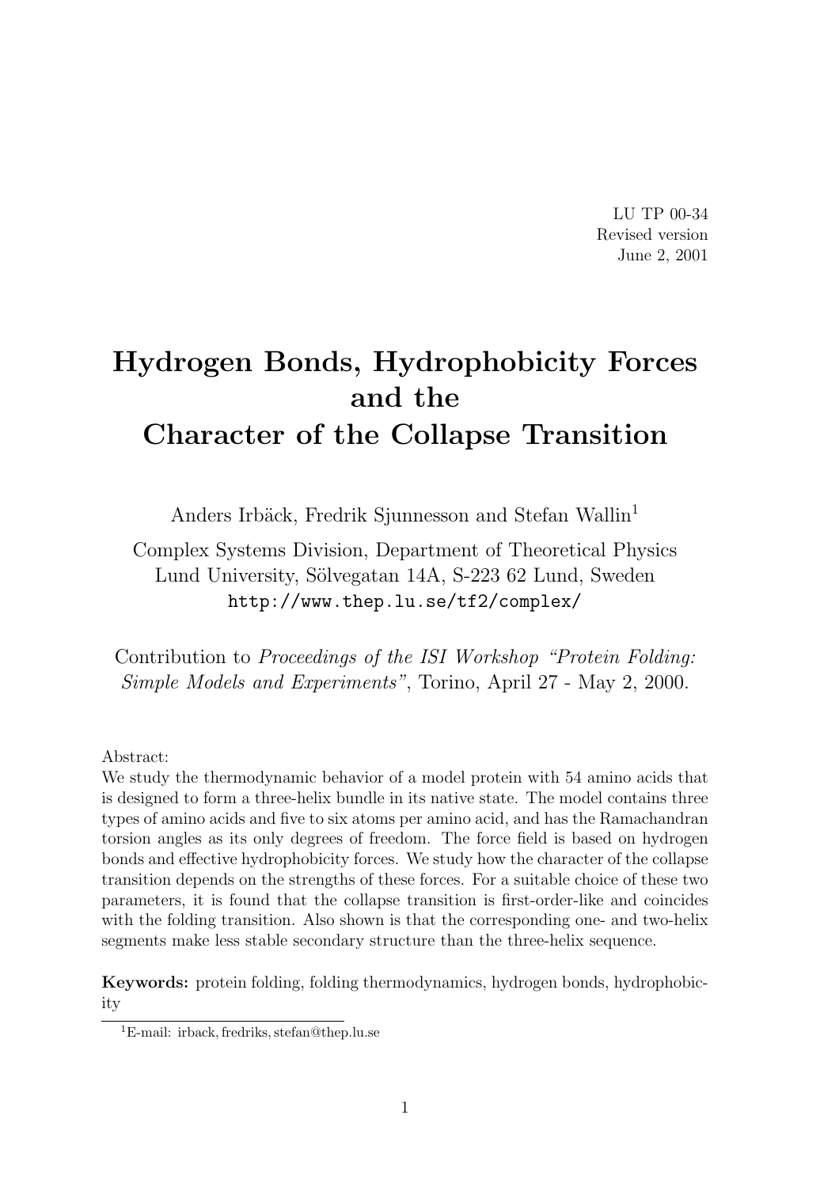LU TP 00-34
Revised version
June 2, 2001

# Hydrogen Bonds, Hydrophobicity Forces and the Character of the Collapse Transition

Anders Irbäck, Fredrik Sjunnesson and Stefan Wallin[1]

Complex Systems Division, Department of Theoretical Physics
Lund University, Sölvegatan 14A, S-223 62 Lund, Sweden
http://www.thep.lu.se/tf2/complex/

Contribution to *Proceedings of the ISI Workshop "Protein Folding: Simple Models and Experiments"*, Torino, April 27 - May 2, 2000.

Abstract:
We study the thermodynamic behavior of a model protein with 54 amino acids that is designed to form a three-helix bundle in its native state. The model contains three types of amino acids and five to six atoms per amino acid, and has the Ramachandran torsion angles as its only degrees of freedom. The force field is based on hydrogen bonds and effective hydrophobicity forces. We study how the character of the collapse transition depends on the strengths of these forces. For a suitable choice of these two parameters, it is found that the collapse transition is first-order-like and coincides with the folding transition. Also shown is that the corresponding one- and two-helix segments make less stable secondary structure than the three-helix sequence.

**Keywords:** protein folding, folding thermodynamics, hydrogen bonds, hydrophobicity

[1] E-mail: irback, fredriks, stefan@thep.lu.se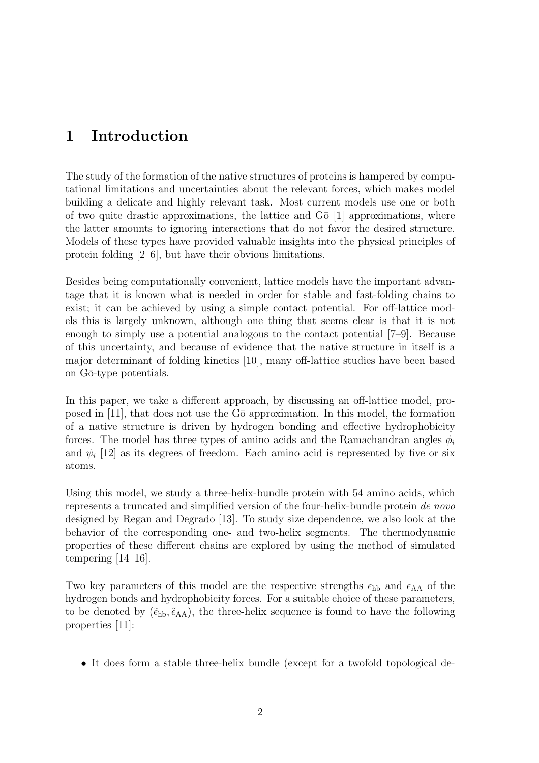# 1 Introduction

The study of the formation of the native structures of proteins is hampered by computational limitations and uncertainties about the relevant forces, which makes model building a delicate and highly relevant task. Most current models use one or both of two quite drastic approximations, the lattice and Gō [1] approximations, where the latter amounts to ignoring interactions that do not favor the desired structure. Models of these types have provided valuable insights into the physical principles of protein folding [2–6], but have their obvious limitations.

Besides being computationally convenient, lattice models have the important advantage that it is known what is needed in order for stable and fast-folding chains to exist; it can be achieved by using a simple contact potential. For off-lattice models this is largely unknown, although one thing that seems clear is that it is not enough to simply use a potential analogous to the contact potential [7–9]. Because of this uncertainty, and because of evidence that the native structure in itself is a major determinant of folding kinetics [10], many off-lattice studies have been based on Gō-type potentials.

In this paper, we take a different approach, by discussing an off-lattice model, proposed in [11], that does not use the Gō approximation. In this model, the formation of a native structure is driven by hydrogen bonding and effective hydrophobicity forces. The model has three types of amino acids and the Ramachandran angles $\phi_i$ and $\psi_i$ [12] as its degrees of freedom. Each amino acid is represented by five or six atoms.

Using this model, we study a three-helix-bundle protein with 54 amino acids, which represents a truncated and simplified version of the four-helix-bundle protein *de novo* designed by Regan and Degrado [13]. To study size dependence, we also look at the behavior of the corresponding one- and two-helix segments. The thermodynamic properties of these different chains are explored by using the method of simulated tempering [14–16].

Two key parameters of this model are the respective strengths $\epsilon_{\mathrm{hb}}$ and $\epsilon_{\mathrm{AA}}$ of the hydrogen bonds and hydrophobicity forces. For a suitable choice of these parameters, to be denoted by $(\tilde{\epsilon}_{\mathrm{hb}}, \tilde{\epsilon}_{\mathrm{AA}})$, the three-helix sequence is found to have the following properties [11]:

- It does form a stable three-helix bundle (except for a twofold topological de-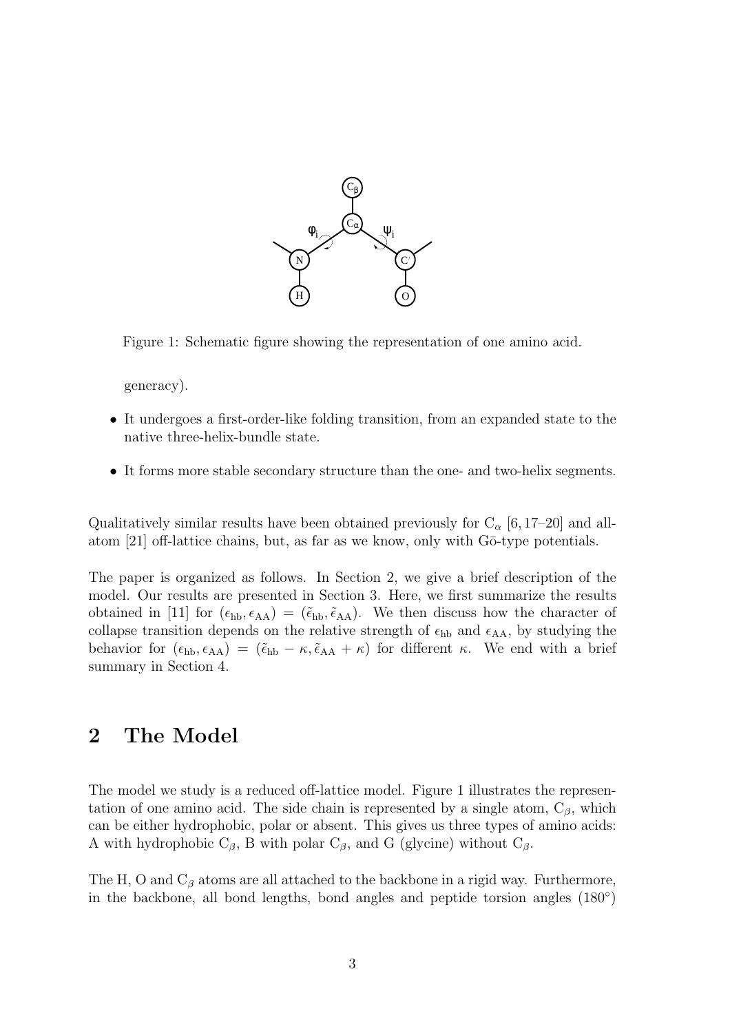Figure 1: Schematic figure showing the representation of one amino acid.

generacy).

- It undergoes a first-order-like folding transition, from an expanded state to the native three-helix-bundle state.
- It forms more stable secondary structure than the one- and two-helix segments.

Qualitatively similar results have been obtained previously for $C_\alpha$ [6, 17–20] and all-atom [21] off-lattice chains, but, as far as we know, only with Gō-type potentials.

The paper is organized as follows. In Section 2, we give a brief description of the model. Our results are presented in Section 3. Here, we first summarize the results obtained in [11] for $(\epsilon_{\rm hb}, \epsilon_{\rm AA}) = (\tilde{\epsilon}_{\rm hb}, \tilde{\epsilon}_{\rm AA})$. We then discuss how the character of collapse transition depends on the relative strength of $\epsilon_{\rm hb}$ and $\epsilon_{\rm AA}$, by studying the behavior for $(\epsilon_{\rm hb}, \epsilon_{\rm AA}) = (\tilde{\epsilon}_{\rm hb} - \kappa, \tilde{\epsilon}_{\rm AA} + \kappa)$ for different $\kappa$. We end with a brief summary in Section 4.

## 2 The Model

The model we study is a reduced off-lattice model. Figure 1 illustrates the representation of one amino acid. The side chain is represented by a single atom, $C_\beta$, which can be either hydrophobic, polar or absent. This gives us three types of amino acids: A with hydrophobic $C_\beta$, B with polar $C_\beta$, and G (glycine) without $C_\beta$.

The H, O and $C_\beta$ atoms are all attached to the backbone in a rigid way. Furthermore, in the backbone, all bond lengths, bond angles and peptide torsion angles (180°)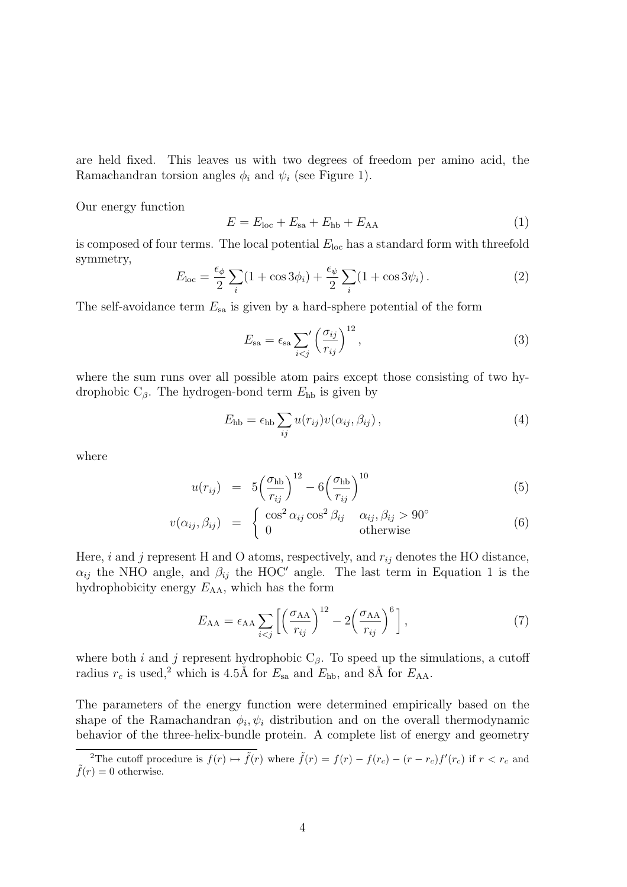are held fixed. This leaves us with two degrees of freedom per amino acid, the Ramachandran torsion angles $\phi_i$ and $\psi_i$ (see Figure 1).

Our energy function

$$E = E_{\rm loc} + E_{\rm sa} + E_{\rm hb} + E_{\rm AA} \tag{1}$$

is composed of four terms. The local potential $E_{\rm loc}$ has a standard form with threefold symmetry,

$$E_{\rm loc} = \frac{\epsilon_\phi}{2}\sum_i (1+\cos 3\phi_i) + \frac{\epsilon_\psi}{2}\sum_i (1+\cos 3\psi_i)\,. \tag{2}$$

The self-avoidance term $E_{\rm sa}$ is given by a hard-sphere potential of the form

$$E_{\rm sa} = \epsilon_{\rm sa} {\sum_{i<j}}' \left(\frac{\sigma_{ij}}{r_{ij}}\right)^{12}, \tag{3}$$

where the sum runs over all possible atom pairs except those consisting of two hydrophobic $C_\beta$. The hydrogen-bond term $E_{\rm hb}$ is given by

$$E_{\rm hb} = \epsilon_{\rm hb} \sum_{ij} u(r_{ij}) v(\alpha_{ij}, \beta_{ij})\,, \tag{4}$$

where

$$u(r_{ij}) = 5\left(\frac{\sigma_{\rm hb}}{r_{ij}}\right)^{12} - 6\left(\frac{\sigma_{\rm hb}}{r_{ij}}\right)^{10} \tag{5}$$

$$v(\alpha_{ij}, \beta_{ij}) = \begin{cases} \cos^2\alpha_{ij}\cos^2\beta_{ij} & \alpha_{ij}, \beta_{ij} > 90^\circ \\ 0 & \text{otherwise} \end{cases} \tag{6}$$

Here, $i$ and $j$ represent H and O atoms, respectively, and $r_{ij}$ denotes the HO distance, $\alpha_{ij}$ the NHO angle, and $\beta_{ij}$ the HOC$'$ angle. The last term in Equation 1 is the hydrophobicity energy $E_{\rm AA}$, which has the form

$$E_{\rm AA} = \epsilon_{\rm AA} \sum_{i<j} \left[ \left(\frac{\sigma_{\rm AA}}{r_{ij}}\right)^{12} - 2\left(\frac{\sigma_{\rm AA}}{r_{ij}}\right)^{6} \right], \tag{7}$$

where both $i$ and $j$ represent hydrophobic $C_\beta$. To speed up the simulations, a cutoff radius $r_c$ is used,[2] which is 4.5Å for $E_{\rm sa}$ and $E_{\rm hb}$, and 8Å for $E_{\rm AA}$.

The parameters of the energy function were determined empirically based on the shape of the Ramachandran $\phi_i, \psi_i$ distribution and on the overall thermodynamic behavior of the three-helix-bundle protein. A complete list of energy and geometry

[2] The cutoff procedure is $f(r) \mapsto \tilde{f}(r)$ where $\tilde{f}(r) = f(r) - f(r_c) - (r - r_c)f'(r_c)$ if $r < r_c$ and $\tilde{f}(r) = 0$ otherwise.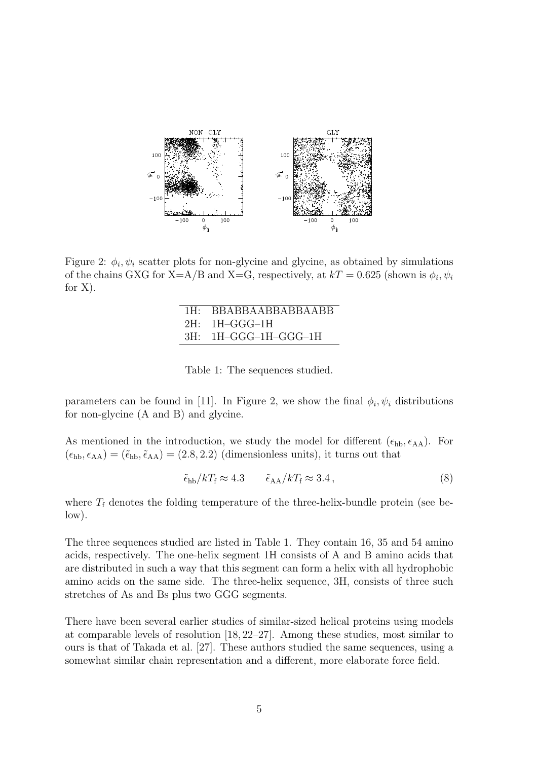Figure 2: $\phi_i, \psi_i$ scatter plots for non-glycine and glycine, as obtained by simulations of the chains GXG for X=A/B and X=G, respectively, at $kT = 0.625$ (shown is $\phi_i, \psi_i$ for X).

| | |
|---|---|
| 1H: | BBABBAABBABBAABB |
| 2H: | 1H–GGG–1H |
| 3H: | 1H–GGG–1H–GGG–1H |

Table 1: The sequences studied.

parameters can be found in [11]. In Figure 2, we show the final $\phi_i, \psi_i$ distributions for non-glycine (A and B) and glycine.

As mentioned in the introduction, we study the model for different $(\epsilon_{\text{hb}}, \epsilon_{\text{AA}})$. For $(\epsilon_{\text{hb}}, \epsilon_{\text{AA}}) = (\tilde{\epsilon}_{\text{hb}}, \tilde{\epsilon}_{\text{AA}}) = (2.8, 2.2)$ (dimensionless units), it turns out that

$$\tilde{\epsilon}_{\text{hb}}/kT_{\text{f}} \approx 4.3 \qquad \tilde{\epsilon}_{\text{AA}}/kT_{\text{f}} \approx 3.4\,, \tag{8}$$

where $T_{\text{f}}$ denotes the folding temperature of the three-helix-bundle protein (see below).

The three sequences studied are listed in Table 1. They contain 16, 35 and 54 amino acids, respectively. The one-helix segment 1H consists of A and B amino acids that are distributed in such a way that this segment can form a helix with all hydrophobic amino acids on the same side. The three-helix sequence, 3H, consists of three such stretches of As and Bs plus two GGG segments.

There have been several earlier studies of similar-sized helical proteins using models at comparable levels of resolution [18, 22–27]. Among these studies, most similar to ours is that of Takada et al. [27]. These authors studied the same sequences, using a somewhat similar chain representation and a different, more elaborate force field.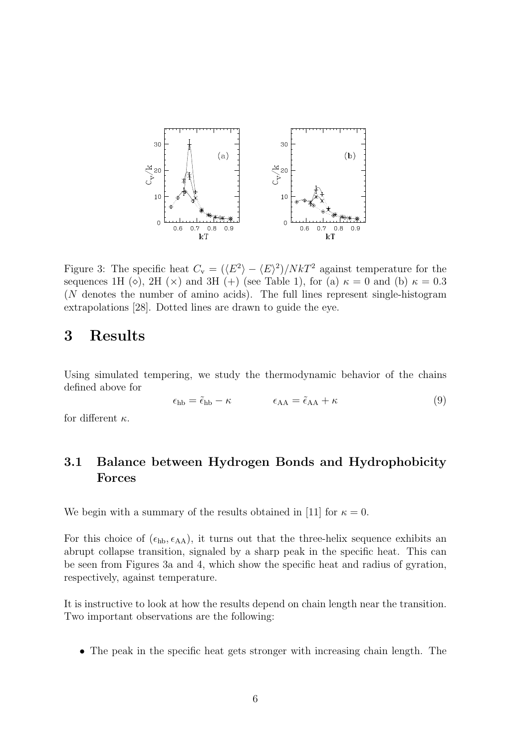Figure 3: The specific heat $C_{\rm v} = (\langle E^2 \rangle - \langle E \rangle^2)/NkT^2$ against temperature for the sequences 1H ($\diamond$), 2H ($\times$) and 3H ($+$) (see Table 1), for (a) $\kappa = 0$ and (b) $\kappa = 0.3$ ($N$ denotes the number of amino acids). The full lines represent single-histogram extrapolations [28]. Dotted lines are drawn to guide the eye.

# 3 Results

Using simulated tempering, we study the thermodynamic behavior of the chains defined above for

$$\epsilon_{\rm hb} = \tilde{\epsilon}_{\rm hb} - \kappa \qquad\qquad \epsilon_{\rm AA} = \tilde{\epsilon}_{\rm AA} + \kappa \tag{9}$$

for different $\kappa$.

## 3.1 Balance between Hydrogen Bonds and Hydrophobicity Forces

We begin with a summary of the results obtained in [11] for $\kappa = 0$.

For this choice of $(\epsilon_{\rm hb}, \epsilon_{\rm AA})$, it turns out that the three-helix sequence exhibits an abrupt collapse transition, signaled by a sharp peak in the specific heat. This can be seen from Figures 3a and 4, which show the specific heat and radius of gyration, respectively, against temperature.

It is instructive to look at how the results depend on chain length near the transition. Two important observations are the following:

- The peak in the specific heat gets stronger with increasing chain length. The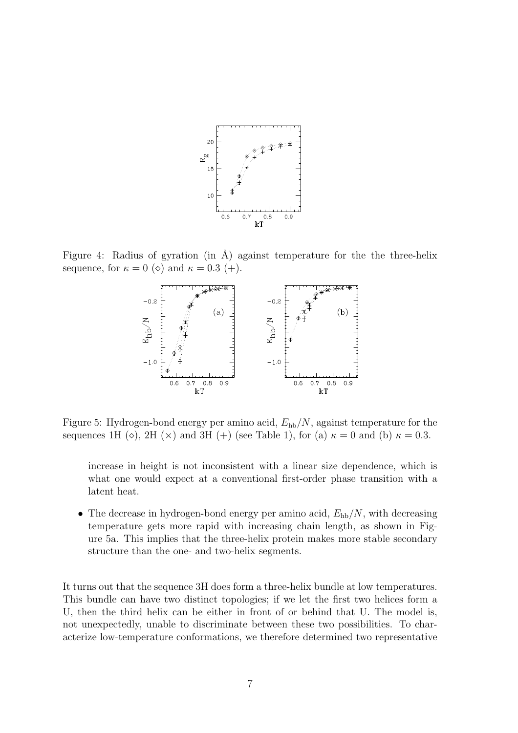Figure 4: Radius of gyration (in Å) against temperature for the the three-helix sequence, for $\kappa = 0$ ($\diamond$) and $\kappa = 0.3$ (+).

Figure 5: Hydrogen-bond energy per amino acid, $E_{\rm hb}/N$, against temperature for the sequences 1H ($\diamond$), 2H ($\times$) and 3H (+) (see Table 1), for (a) $\kappa = 0$ and (b) $\kappa = 0.3$.

increase in height is not inconsistent with a linear size dependence, which is what one would expect at a conventional first-order phase transition with a latent heat.

- The decrease in hydrogen-bond energy per amino acid, $E_{\rm hb}/N$, with decreasing temperature gets more rapid with increasing chain length, as shown in Figure 5a. This implies that the three-helix protein makes more stable secondary structure than the one- and two-helix segments.

It turns out that the sequence 3H does form a three-helix bundle at low temperatures. This bundle can have two distinct topologies; if we let the first two helices form a U, then the third helix can be either in front of or behind that U. The model is, not unexpectedly, unable to discriminate between these two possibilities. To characterize low-temperature conformations, we therefore determined two representative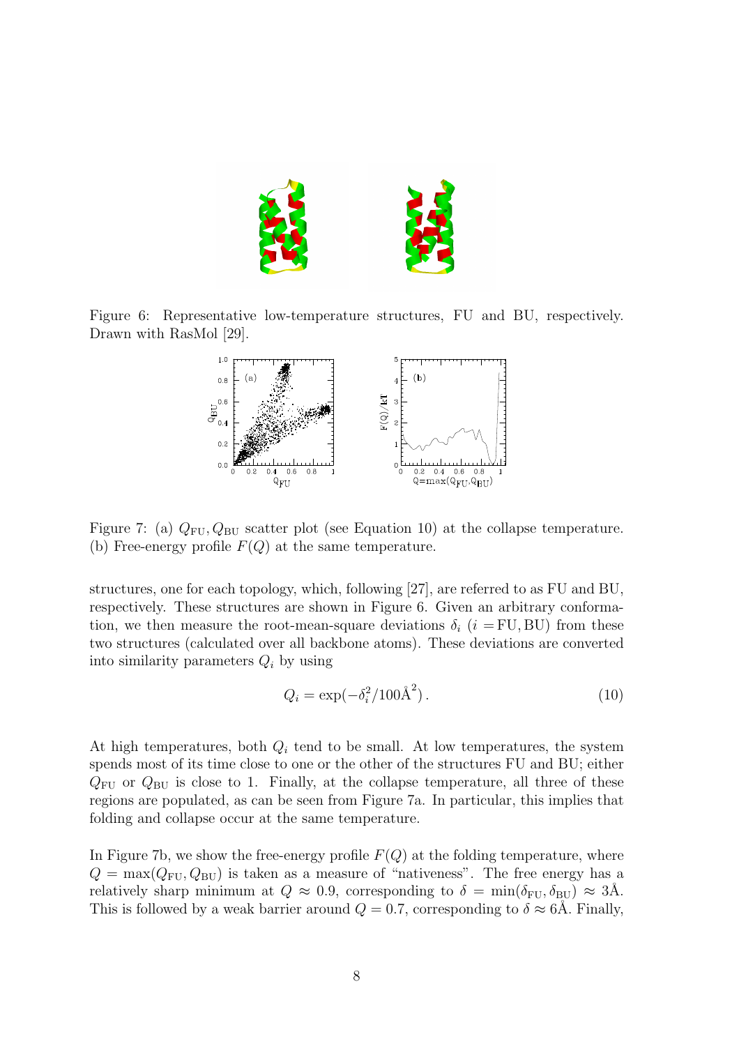Figure 6: Representative low-temperature structures, FU and BU, respectively. Drawn with RasMol [29].

Figure 7: (a) $Q_{\rm FU}, Q_{\rm BU}$ scatter plot (see Equation 10) at the collapse temperature. (b) Free-energy profile $F(Q)$ at the same temperature.

structures, one for each topology, which, following [27], are referred to as FU and BU, respectively. These structures are shown in Figure 6. Given an arbitrary conformation, we then measure the root-mean-square deviations $\delta_i$ ($i = \text{FU}, \text{BU}$) from these two structures (calculated over all backbone atoms). These deviations are converted into similarity parameters $Q_i$ by using

$$Q_i = \exp(-\delta_i^2/100\text{Å}^2)\,. \tag{10}$$

At high temperatures, both $Q_i$ tend to be small. At low temperatures, the system spends most of its time close to one or the other of the structures FU and BU; either $Q_{\rm FU}$ or $Q_{\rm BU}$ is close to 1. Finally, at the collapse temperature, all three of these regions are populated, as can be seen from Figure 7a. In particular, this implies that folding and collapse occur at the same temperature.

In Figure 7b, we show the free-energy profile $F(Q)$ at the folding temperature, where $Q = \max(Q_{\rm FU}, Q_{\rm BU})$ is taken as a measure of "nativeness". The free energy has a relatively sharp minimum at $Q \approx 0.9$, corresponding to $\delta = \min(\delta_{\rm FU}, \delta_{\rm BU}) \approx 3$Å. This is followed by a weak barrier around $Q = 0.7$, corresponding to $\delta \approx 6$Å. Finally,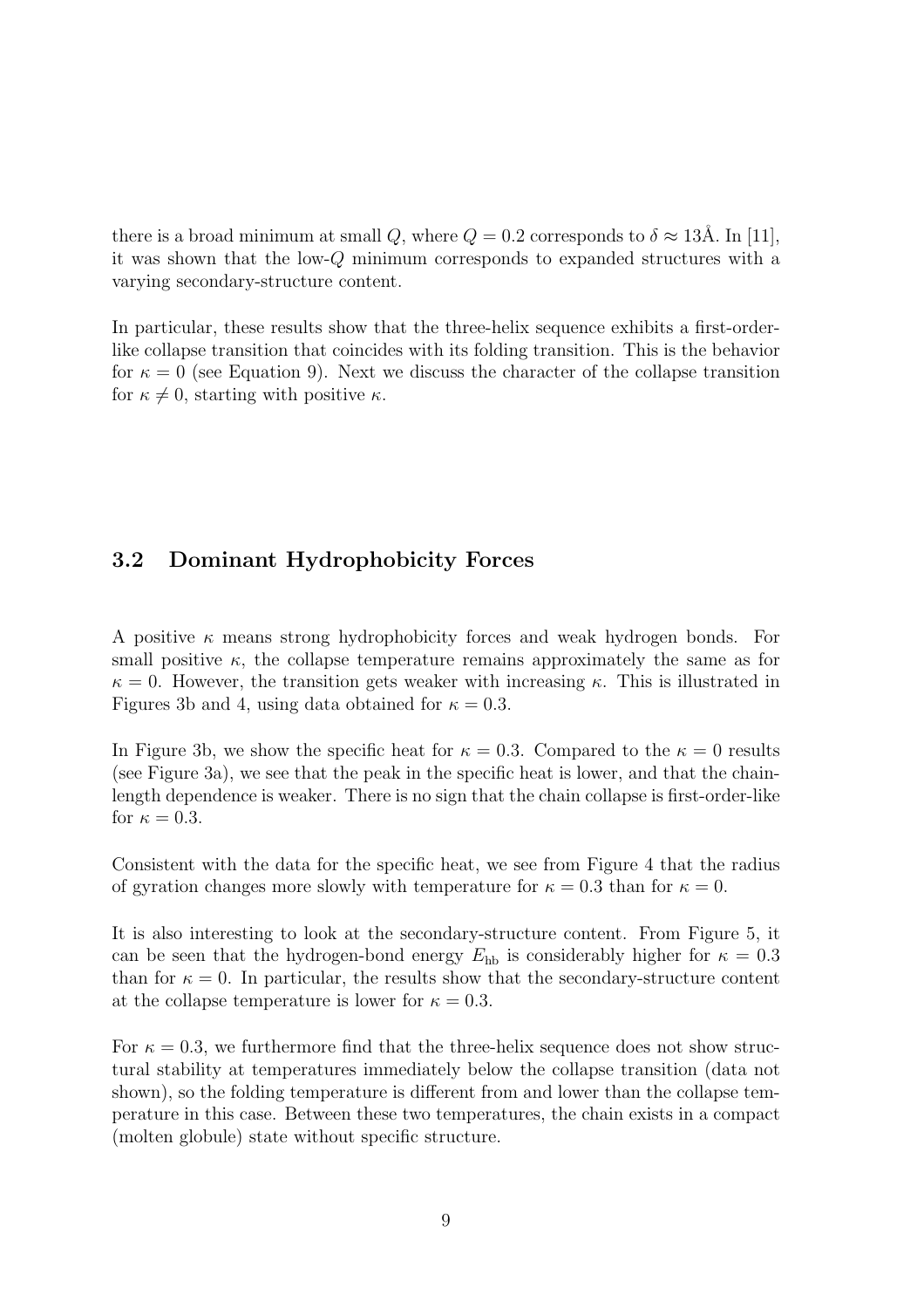there is a broad minimum at small $Q$, where $Q = 0.2$ corresponds to $\delta \approx 13$Å. In [11], it was shown that the low-$Q$ minimum corresponds to expanded structures with a varying secondary-structure content.

In particular, these results show that the three-helix sequence exhibits a first-order-like collapse transition that coincides with its folding transition. This is the behavior for $\kappa = 0$ (see Equation 9). Next we discuss the character of the collapse transition for $\kappa \neq 0$, starting with positive $\kappa$.

## 3.2 Dominant Hydrophobicity Forces

A positive $\kappa$ means strong hydrophobicity forces and weak hydrogen bonds. For small positive $\kappa$, the collapse temperature remains approximately the same as for $\kappa = 0$. However, the transition gets weaker with increasing $\kappa$. This is illustrated in Figures 3b and 4, using data obtained for $\kappa = 0.3$.

In Figure 3b, we show the specific heat for $\kappa = 0.3$. Compared to the $\kappa = 0$ results (see Figure 3a), we see that the peak in the specific heat is lower, and that the chain-length dependence is weaker. There is no sign that the chain collapse is first-order-like for $\kappa = 0.3$.

Consistent with the data for the specific heat, we see from Figure 4 that the radius of gyration changes more slowly with temperature for $\kappa = 0.3$ than for $\kappa = 0$.

It is also interesting to look at the secondary-structure content. From Figure 5, it can be seen that the hydrogen-bond energy $E_{\text{hb}}$ is considerably higher for $\kappa = 0.3$ than for $\kappa = 0$. In particular, the results show that the secondary-structure content at the collapse temperature is lower for $\kappa = 0.3$.

For $\kappa = 0.3$, we furthermore find that the three-helix sequence does not show structural stability at temperatures immediately below the collapse transition (data not shown), so the folding temperature is different from and lower than the collapse temperature in this case. Between these two temperatures, the chain exists in a compact (molten globule) state without specific structure.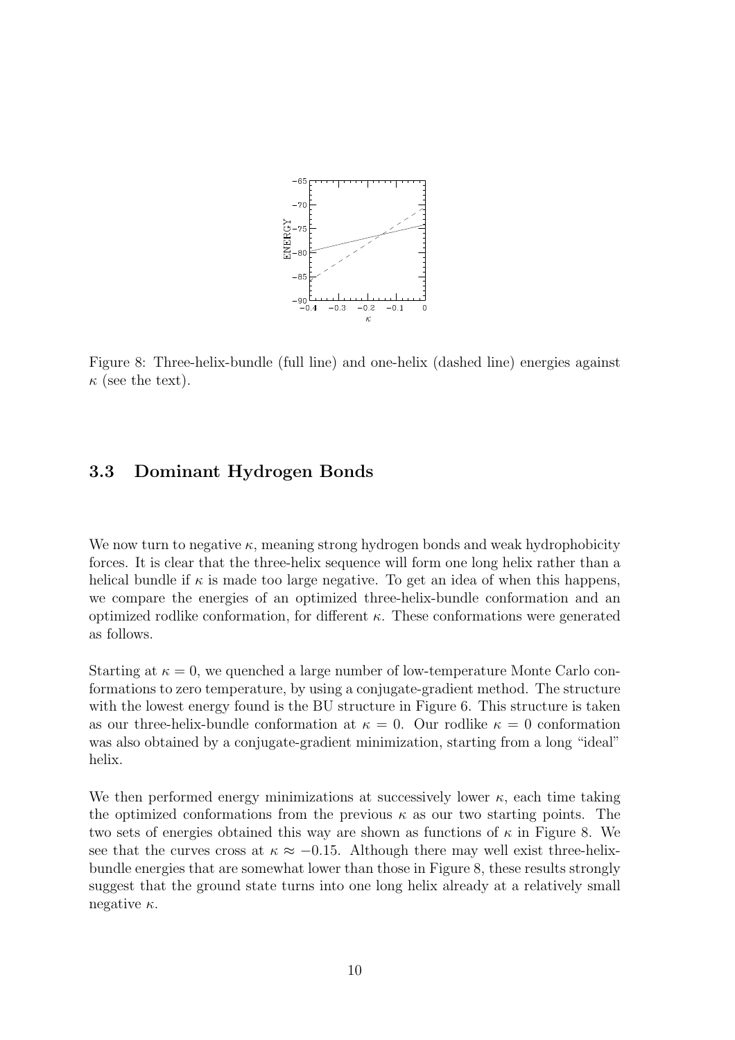Figure 8: Three-helix-bundle (full line) and one-helix (dashed line) energies against $\kappa$ (see the text).

### 3.3 Dominant Hydrogen Bonds

We now turn to negative $\kappa$, meaning strong hydrogen bonds and weak hydrophobicity forces. It is clear that the three-helix sequence will form one long helix rather than a helical bundle if $\kappa$ is made too large negative. To get an idea of when this happens, we compare the energies of an optimized three-helix-bundle conformation and an optimized rodlike conformation, for different $\kappa$. These conformations were generated as follows.

Starting at $\kappa = 0$, we quenched a large number of low-temperature Monte Carlo conformations to zero temperature, by using a conjugate-gradient method. The structure with the lowest energy found is the BU structure in Figure 6. This structure is taken as our three-helix-bundle conformation at $\kappa = 0$. Our rodlike $\kappa = 0$ conformation was also obtained by a conjugate-gradient minimization, starting from a long "ideal" helix.

We then performed energy minimizations at successively lower $\kappa$, each time taking the optimized conformations from the previous $\kappa$ as our two starting points. The two sets of energies obtained this way are shown as functions of $\kappa$ in Figure 8. We see that the curves cross at $\kappa \approx -0.15$. Although there may well exist three-helix-bundle energies that are somewhat lower than those in Figure 8, these results strongly suggest that the ground state turns into one long helix already at a relatively small negative $\kappa$.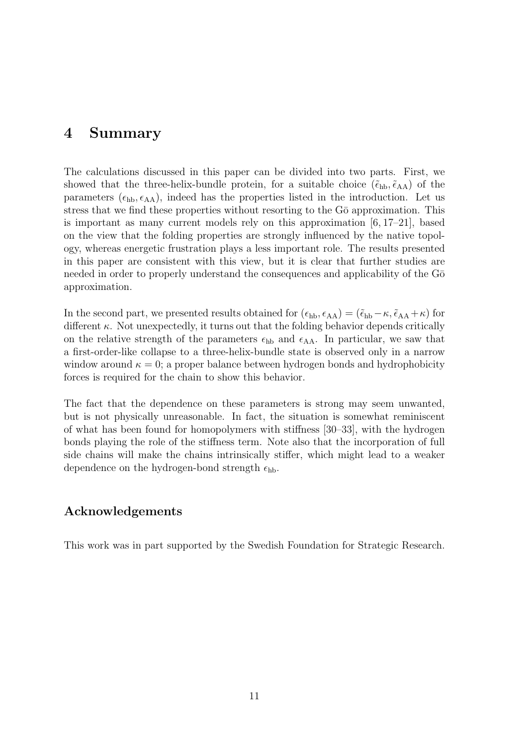## 4 Summary

The calculations discussed in this paper can be divided into two parts. First, we showed that the three-helix-bundle protein, for a suitable choice $(\tilde{\epsilon}_{\rm hb}, \tilde{\epsilon}_{\rm AA})$ of the parameters $(\epsilon_{\rm hb}, \epsilon_{\rm AA})$, indeed has the properties listed in the introduction. Let us stress that we find these properties without resorting to the Gō approximation. This is important as many current models rely on this approximation [6, 17–21], based on the view that the folding properties are strongly influenced by the native topology, whereas energetic frustration plays a less important role. The results presented in this paper are consistent with this view, but it is clear that further studies are needed in order to properly understand the consequences and applicability of the Gō approximation.

In the second part, we presented results obtained for $(\epsilon_{\rm hb}, \epsilon_{\rm AA}) = (\tilde{\epsilon}_{\rm hb} - \kappa, \tilde{\epsilon}_{\rm AA} + \kappa)$ for different $\kappa$. Not unexpectedly, it turns out that the folding behavior depends critically on the relative strength of the parameters $\epsilon_{\rm hb}$ and $\epsilon_{\rm AA}$. In particular, we saw that a first-order-like collapse to a three-helix-bundle state is observed only in a narrow window around $\kappa = 0$; a proper balance between hydrogen bonds and hydrophobicity forces is required for the chain to show this behavior.

The fact that the dependence on these parameters is strong may seem unwanted, but is not physically unreasonable. In fact, the situation is somewhat reminiscent of what has been found for homopolymers with stiffness [30–33], with the hydrogen bonds playing the role of the stiffness term. Note also that the incorporation of full side chains will make the chains intrinsically stiffer, which might lead to a weaker dependence on the hydrogen-bond strength $\epsilon_{\rm hb}$.

### Acknowledgements

This work was in part supported by the Swedish Foundation for Strategic Research.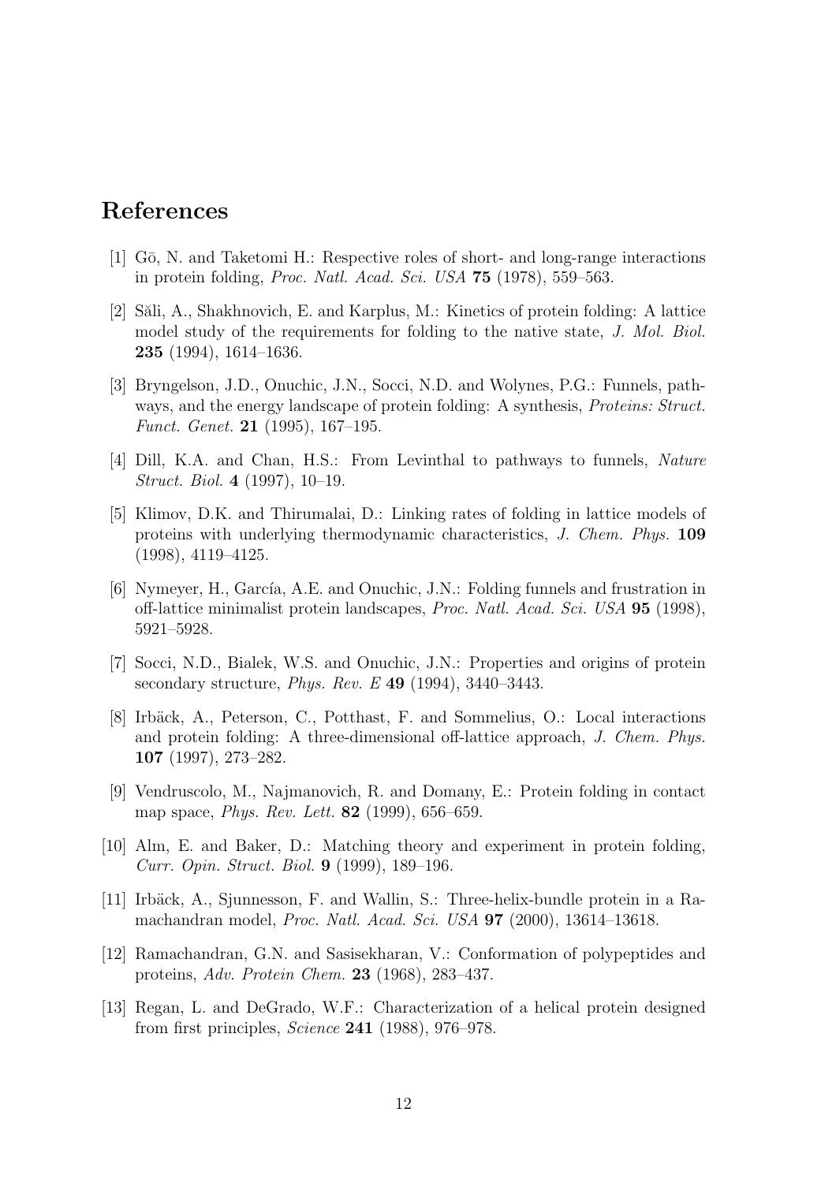# References

[1] Gō, N. and Taketomi H.: Respective roles of short- and long-range interactions in protein folding, *Proc. Natl. Acad. Sci. USA* **75** (1978), 559–563.

[2] Šali, A., Shakhnovich, E. and Karplus, M.: Kinetics of protein folding: A lattice model study of the requirements for folding to the native state, *J. Mol. Biol.* **235** (1994), 1614–1636.

[3] Bryngelson, J.D., Onuchic, J.N., Socci, N.D. and Wolynes, P.G.: Funnels, pathways, and the energy landscape of protein folding: A synthesis, *Proteins: Struct. Funct. Genet.* **21** (1995), 167–195.

[4] Dill, K.A. and Chan, H.S.: From Levinthal to pathways to funnels, *Nature Struct. Biol.* **4** (1997), 10–19.

[5] Klimov, D.K. and Thirumalai, D.: Linking rates of folding in lattice models of proteins with underlying thermodynamic characteristics, *J. Chem. Phys.* **109** (1998), 4119–4125.

[6] Nymeyer, H., García, A.E. and Onuchic, J.N.: Folding funnels and frustration in off-lattice minimalist protein landscapes, *Proc. Natl. Acad. Sci. USA* **95** (1998), 5921–5928.

[7] Socci, N.D., Bialek, W.S. and Onuchic, J.N.: Properties and origins of protein secondary structure, *Phys. Rev. E* **49** (1994), 3440–3443.

[8] Irbäck, A., Peterson, C., Potthast, F. and Sommelius, O.: Local interactions and protein folding: A three-dimensional off-lattice approach, *J. Chem. Phys.* **107** (1997), 273–282.

[9] Vendruscolo, M., Najmanovich, R. and Domany, E.: Protein folding in contact map space, *Phys. Rev. Lett.* **82** (1999), 656–659.

[10] Alm, E. and Baker, D.: Matching theory and experiment in protein folding, *Curr. Opin. Struct. Biol.* **9** (1999), 189–196.

[11] Irbäck, A., Sjunnesson, F. and Wallin, S.: Three-helix-bundle protein in a Ramachandran model, *Proc. Natl. Acad. Sci. USA* **97** (2000), 13614–13618.

[12] Ramachandran, G.N. and Sasisekharan, V.: Conformation of polypeptides and proteins, *Adv. Protein Chem.* **23** (1968), 283–437.

[13] Regan, L. and DeGrado, W.F.: Characterization of a helical protein designed from first principles, *Science* **241** (1988), 976–978.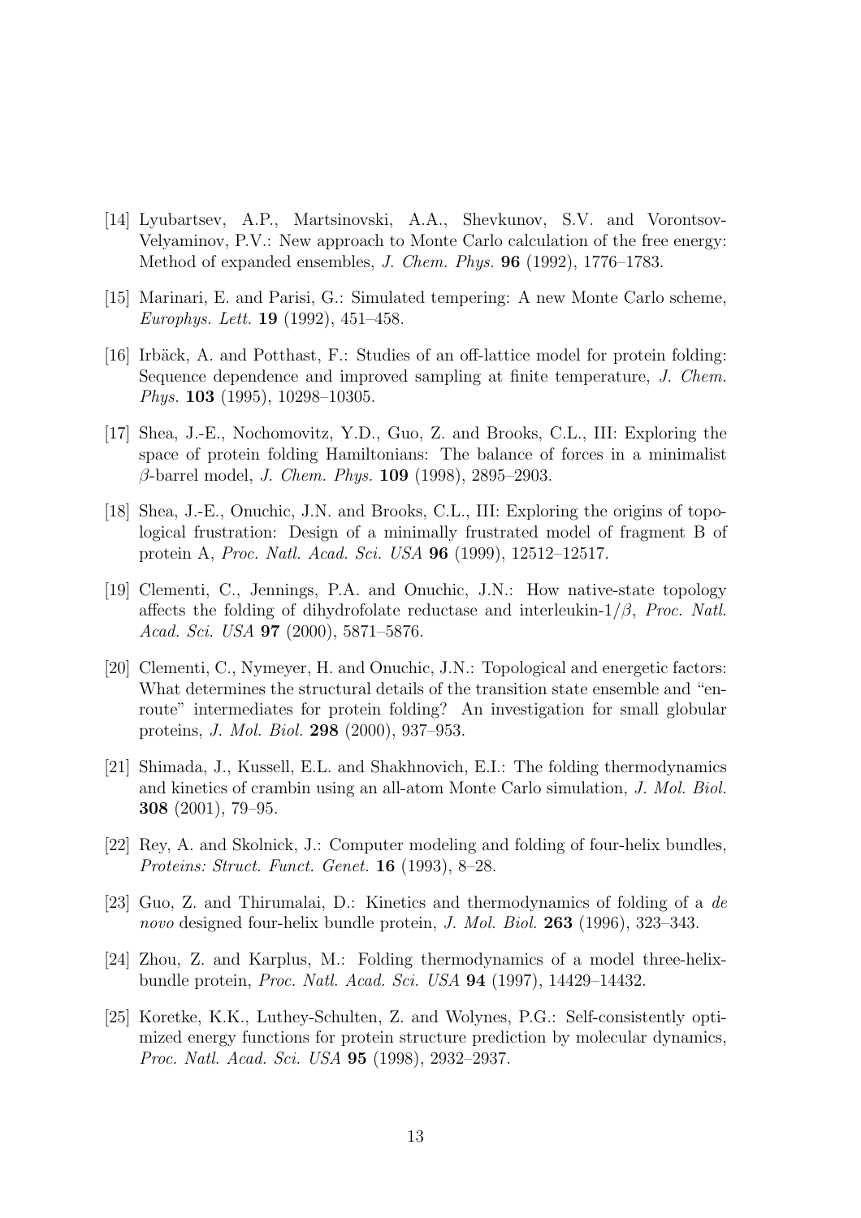[14] Lyubartsev, A.P., Martsinovski, A.A., Shevkunov, S.V. and Vorontsov-Velyaminov, P.V.: New approach to Monte Carlo calculation of the free energy: Method of expanded ensembles, *J. Chem. Phys.* **96** (1992), 1776–1783.

[15] Marinari, E. and Parisi, G.: Simulated tempering: A new Monte Carlo scheme, *Europhys. Lett.* **19** (1992), 451–458.

[16] Irbäck, A. and Potthast, F.: Studies of an off-lattice model for protein folding: Sequence dependence and improved sampling at finite temperature, *J. Chem. Phys.* **103** (1995), 10298–10305.

[17] Shea, J.-E., Nochomovitz, Y.D., Guo, Z. and Brooks, C.L., III: Exploring the space of protein folding Hamiltonians: The balance of forces in a minimalist $\beta$-barrel model, *J. Chem. Phys.* **109** (1998), 2895–2903.

[18] Shea, J.-E., Onuchic, J.N. and Brooks, C.L., III: Exploring the origins of topological frustration: Design of a minimally frustrated model of fragment B of protein A, *Proc. Natl. Acad. Sci. USA* **96** (1999), 12512–12517.

[19] Clementi, C., Jennings, P.A. and Onuchic, J.N.: How native-state topology affects the folding of dihydrofolate reductase and interleukin-$1/\beta$, *Proc. Natl. Acad. Sci. USA* **97** (2000), 5871–5876.

[20] Clementi, C., Nymeyer, H. and Onuchic, J.N.: Topological and energetic factors: What determines the structural details of the transition state ensemble and "en-route" intermediates for protein folding? An investigation for small globular proteins, *J. Mol. Biol.* **298** (2000), 937–953.

[21] Shimada, J., Kussell, E.L. and Shakhnovich, E.I.: The folding thermodynamics and kinetics of crambin using an all-atom Monte Carlo simulation, *J. Mol. Biol.* **308** (2001), 79–95.

[22] Rey, A. and Skolnick, J.: Computer modeling and folding of four-helix bundles, *Proteins: Struct. Funct. Genet.* **16** (1993), 8–28.

[23] Guo, Z. and Thirumalai, D.: Kinetics and thermodynamics of folding of a *de novo* designed four-helix bundle protein, *J. Mol. Biol.* **263** (1996), 323–343.

[24] Zhou, Z. and Karplus, M.: Folding thermodynamics of a model three-helix-bundle protein, *Proc. Natl. Acad. Sci. USA* **94** (1997), 14429–14432.

[25] Koretke, K.K., Luthey-Schulten, Z. and Wolynes, P.G.: Self-consistently optimized energy functions for protein structure prediction by molecular dynamics, *Proc. Natl. Acad. Sci. USA* **95** (1998), 2932–2937.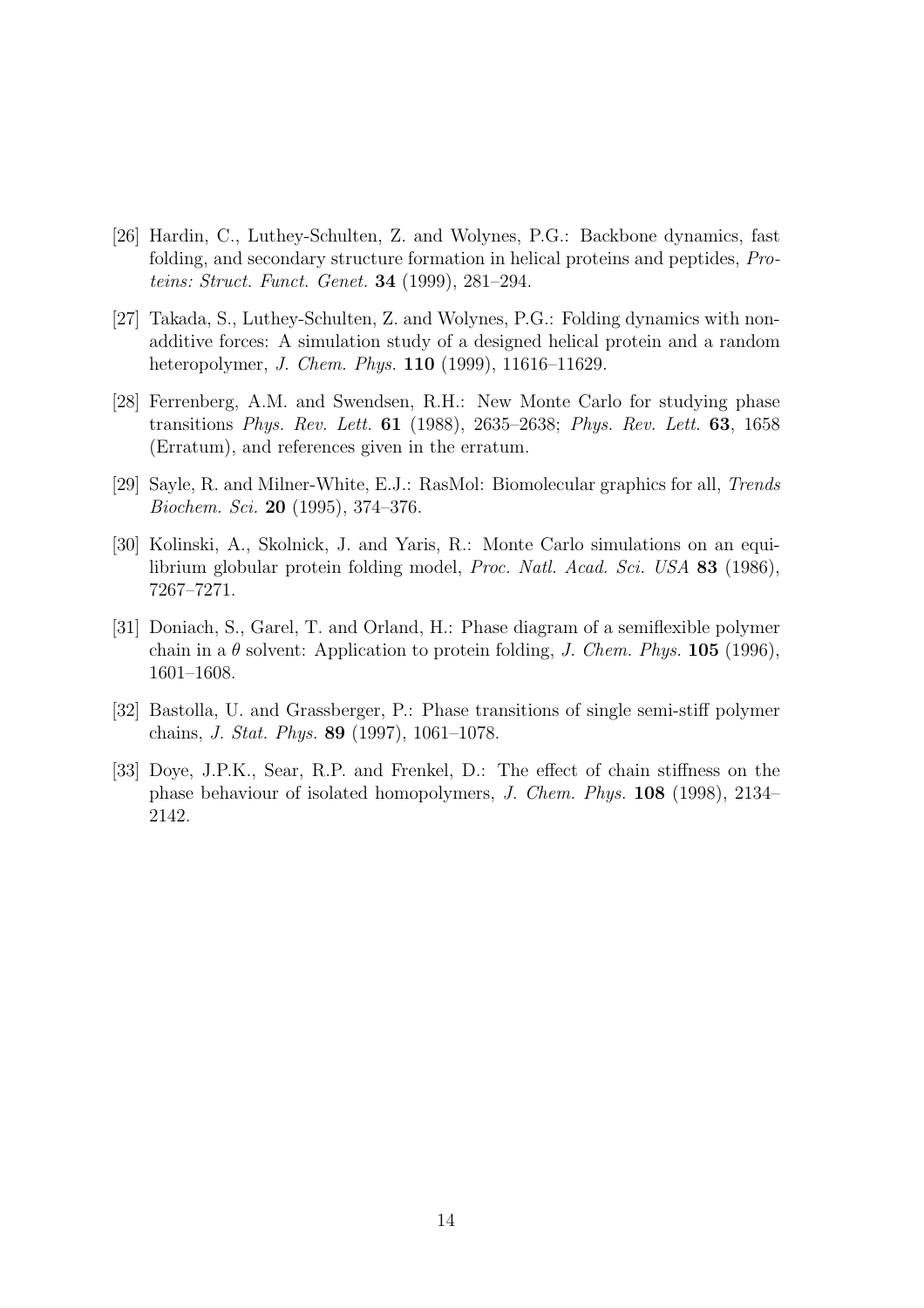[26] Hardin, C., Luthey-Schulten, Z. and Wolynes, P.G.: Backbone dynamics, fast folding, and secondary structure formation in helical proteins and peptides, *Proteins: Struct. Funct. Genet.* **34** (1999), 281–294.

[27] Takada, S., Luthey-Schulten, Z. and Wolynes, P.G.: Folding dynamics with non-additive forces: A simulation study of a designed helical protein and a random heteropolymer, *J. Chem. Phys.* **110** (1999), 11616–11629.

[28] Ferrenberg, A.M. and Swendsen, R.H.: New Monte Carlo for studying phase transitions *Phys. Rev. Lett.* **61** (1988), 2635–2638; *Phys. Rev. Lett.* **63**, 1658 (Erratum), and references given in the erratum.

[29] Sayle, R. and Milner-White, E.J.: RasMol: Biomolecular graphics for all, *Trends Biochem. Sci.* **20** (1995), 374–376.

[30] Kolinski, A., Skolnick, J. and Yaris, R.: Monte Carlo simulations on an equilibrium globular protein folding model, *Proc. Natl. Acad. Sci. USA* **83** (1986), 7267–7271.

[31] Doniach, S., Garel, T. and Orland, H.: Phase diagram of a semiflexible polymer chain in a $\theta$ solvent: Application to protein folding, *J. Chem. Phys.* **105** (1996), 1601–1608.

[32] Bastolla, U. and Grassberger, P.: Phase transitions of single semi-stiff polymer chains, *J. Stat. Phys.* **89** (1997), 1061–1078.

[33] Doye, J.P.K., Sear, R.P. and Frenkel, D.: The effect of chain stiffness on the phase behaviour of isolated homopolymers, *J. Chem. Phys.* **108** (1998), 2134–2142.